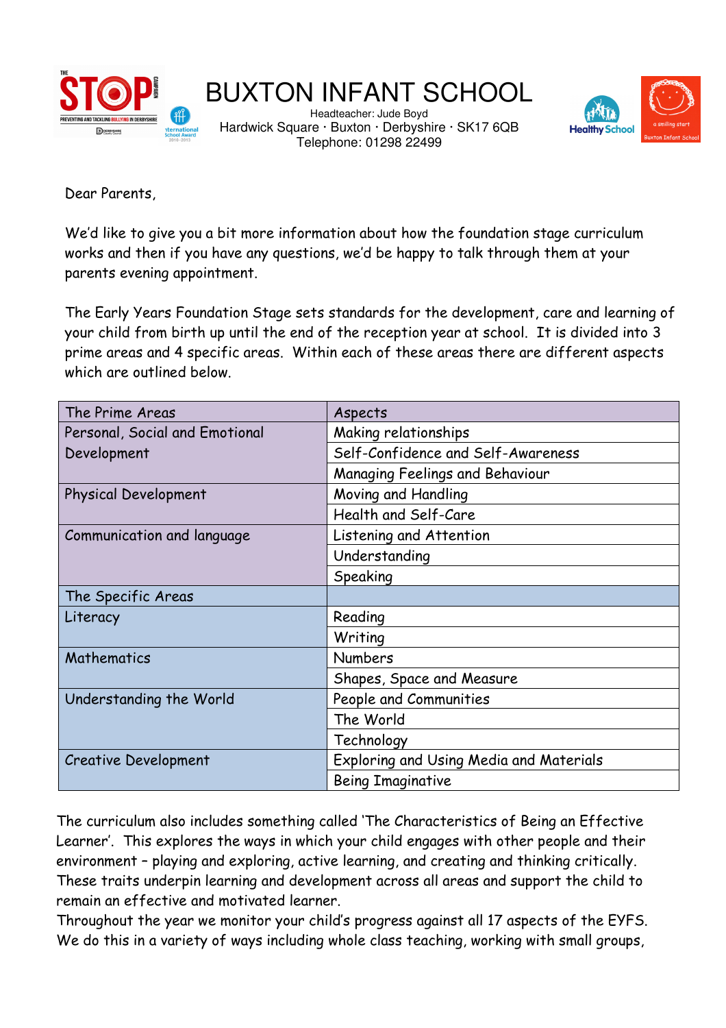# BUXTON INFANT SCHOOL

Headteacher: Jude Boyd
Hardwick Square · Buxton · Derbyshire · SK17 6QB
Telephone: 01298 22499

Dear Parents,

We'd like to give you a bit more information about how the foundation stage curriculum works and then if you have any questions, we'd be happy to talk through them at your parents evening appointment.

The Early Years Foundation Stage sets standards for the development, care and learning of your child from birth up until the end of the reception year at school. It is divided into 3 prime areas and 4 specific areas. Within each of these areas there are different aspects which are outlined below.

| The Prime Areas | Aspects |
|---|---|
| Personal, Social and Emotional Development | Making relationships |
| | Self-Confidence and Self-Awareness |
| | Managing Feelings and Behaviour |
| Physical Development | Moving and Handling |
| | Health and Self-Care |
| Communication and language | Listening and Attention |
| | Understanding |
| | Speaking |
| The Specific Areas | |
| Literacy | Reading |
| | Writing |
| Mathematics | Numbers |
| | Shapes, Space and Measure |
| Understanding the World | People and Communities |
| | The World |
| | Technology |
| Creative Development | Exploring and Using Media and Materials |
| | Being Imaginative |

The curriculum also includes something called 'The Characteristics of Being an Effective Learner'. This explores the ways in which your child engages with other people and their environment – playing and exploring, active learning, and creating and thinking critically. These traits underpin learning and development across all areas and support the child to remain an effective and motivated learner.

Throughout the year we monitor your child's progress against all 17 aspects of the EYFS. We do this in a variety of ways including whole class teaching, working with small groups,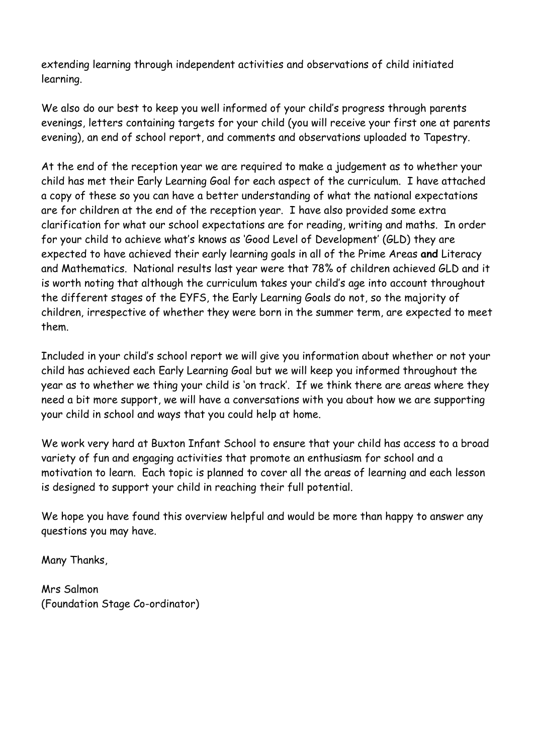extending learning through independent activities and observations of child initiated learning.

We also do our best to keep you well informed of your child's progress through parents evenings, letters containing targets for your child (you will receive your first one at parents evening), an end of school report, and comments and observations uploaded to Tapestry.

At the end of the reception year we are required to make a judgement as to whether your child has met their Early Learning Goal for each aspect of the curriculum. I have attached a copy of these so you can have a better understanding of what the national expectations are for children at the end of the reception year. I have also provided some extra clarification for what our school expectations are for reading, writing and maths. In order for your child to achieve what's knows as 'Good Level of Development' (GLD) they are expected to have achieved their early learning goals in all of the Prime Areas **and** Literacy and Mathematics. National results last year were that 78% of children achieved GLD and it is worth noting that although the curriculum takes your child's age into account throughout the different stages of the EYFS, the Early Learning Goals do not, so the majority of children, irrespective of whether they were born in the summer term, are expected to meet them.

Included in your child's school report we will give you information about whether or not your child has achieved each Early Learning Goal but we will keep you informed throughout the year as to whether we thing your child is 'on track'. If we think there are areas where they need a bit more support, we will have a conversations with you about how we are supporting your child in school and ways that you could help at home.

We work very hard at Buxton Infant School to ensure that your child has access to a broad variety of fun and engaging activities that promote an enthusiasm for school and a motivation to learn. Each topic is planned to cover all the areas of learning and each lesson is designed to support your child in reaching their full potential.

We hope you have found this overview helpful and would be more than happy to answer any questions you may have.

Many Thanks,

Mrs Salmon
(Foundation Stage Co-ordinator)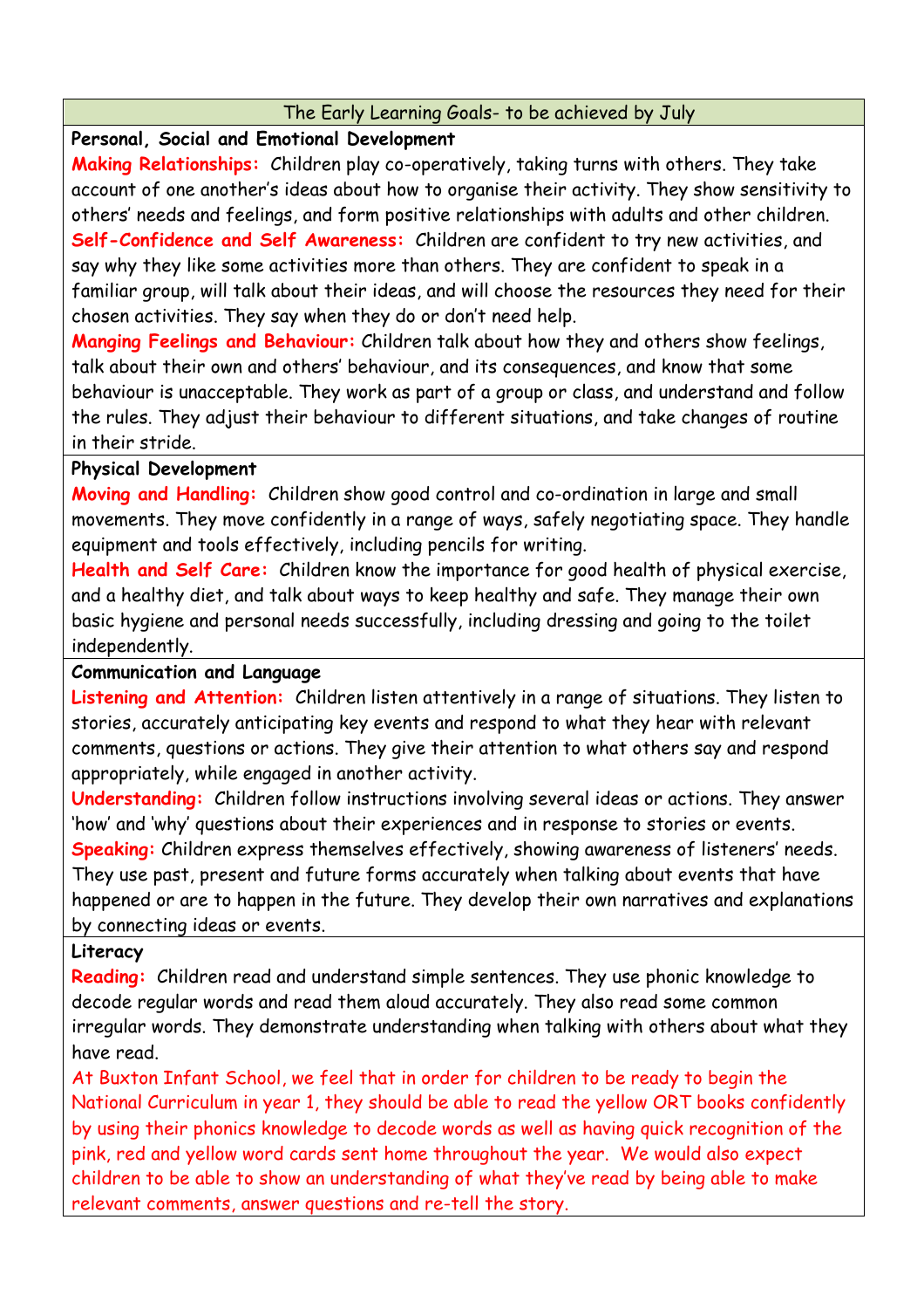## The Early Learning Goals- to be achieved by July

### Personal, Social and Emotional Development

**Making Relationships:** Children play co-operatively, taking turns with others. They take account of one another's ideas about how to organise their activity. They show sensitivity to others' needs and feelings, and form positive relationships with adults and other children.

**Self-Confidence and Self Awareness:** Children are confident to try new activities, and say why they like some activities more than others. They are confident to speak in a familiar group, will talk about their ideas, and will choose the resources they need for their chosen activities. They say when they do or don't need help.

**Manging Feelings and Behaviour:** Children talk about how they and others show feelings, talk about their own and others' behaviour, and its consequences, and know that some behaviour is unacceptable. They work as part of a group or class, and understand and follow the rules. They adjust their behaviour to different situations, and take changes of routine in their stride.

### Physical Development

**Moving and Handling:** Children show good control and co-ordination in large and small movements. They move confidently in a range of ways, safely negotiating space. They handle equipment and tools effectively, including pencils for writing.

**Health and Self Care:** Children know the importance for good health of physical exercise, and a healthy diet, and talk about ways to keep healthy and safe. They manage their own basic hygiene and personal needs successfully, including dressing and going to the toilet independently.

### Communication and Language

**Listening and Attention:** Children listen attentively in a range of situations. They listen to stories, accurately anticipating key events and respond to what they hear with relevant comments, questions or actions. They give their attention to what others say and respond appropriately, while engaged in another activity.

**Understanding:** Children follow instructions involving several ideas or actions. They answer 'how' and 'why' questions about their experiences and in response to stories or events.

**Speaking:** Children express themselves effectively, showing awareness of listeners' needs. They use past, present and future forms accurately when talking about events that have happened or are to happen in the future. They develop their own narratives and explanations by connecting ideas or events.

### Literacy

**Reading:** Children read and understand simple sentences. They use phonic knowledge to decode regular words and read them aloud accurately. They also read some common irregular words. They demonstrate understanding when talking with others about what they have read.

At Buxton Infant School, we feel that in order for children to be ready to begin the National Curriculum in year 1, they should be able to read the yellow ORT books confidently by using their phonics knowledge to decode words as well as having quick recognition of the pink, red and yellow word cards sent home throughout the year. We would also expect children to be able to show an understanding of what they've read by being able to make relevant comments, answer questions and re-tell the story.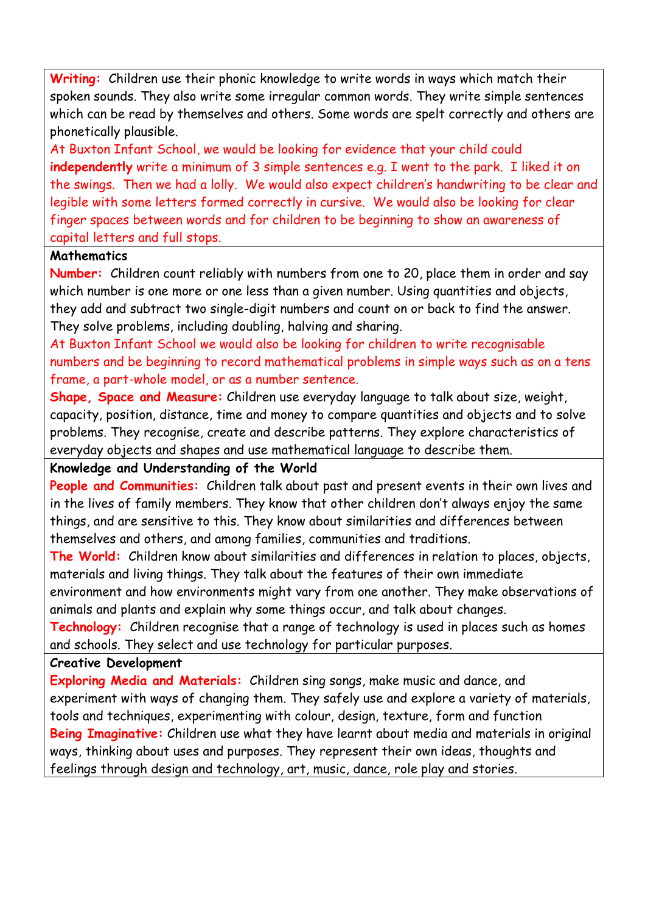**Writing:** Children use their phonic knowledge to write words in ways which match their spoken sounds. They also write some irregular common words. They write simple sentences which can be read by themselves and others. Some words are spelt correctly and others are phonetically plausible.

At Buxton Infant School, we would be looking for evidence that your child could **independently** write a minimum of 3 simple sentences e.g. I went to the park. I liked it on the swings. Then we had a lolly. We would also expect children's handwriting to be clear and legible with some letters formed correctly in cursive. We would also be looking for clear finger spaces between words and for children to be beginning to show an awareness of capital letters and full stops.

**Mathematics**

**Number:** Children count reliably with numbers from one to 20, place them in order and say which number is one more or one less than a given number. Using quantities and objects, they add and subtract two single-digit numbers and count on or back to find the answer. They solve problems, including doubling, halving and sharing.

At Buxton Infant School we would also be looking for children to write recognisable numbers and be beginning to record mathematical problems in simple ways such as on a tens frame, a part-whole model, or as a number sentence.

**Shape, Space and Measure:** Children use everyday language to talk about size, weight, capacity, position, distance, time and money to compare quantities and objects and to solve problems. They recognise, create and describe patterns. They explore characteristics of everyday objects and shapes and use mathematical language to describe them.

**Knowledge and Understanding of the World**

**People and Communities:** Children talk about past and present events in their own lives and in the lives of family members. They know that other children don't always enjoy the same things, and are sensitive to this. They know about similarities and differences between themselves and others, and among families, communities and traditions.

**The World:** Children know about similarities and differences in relation to places, objects, materials and living things. They talk about the features of their own immediate environment and how environments might vary from one another. They make observations of animals and plants and explain why some things occur, and talk about changes.

**Technology:** Children recognise that a range of technology is used in places such as homes and schools. They select and use technology for particular purposes.

**Creative Development**

**Exploring Media and Materials:** Children sing songs, make music and dance, and experiment with ways of changing them. They safely use and explore a variety of materials, tools and techniques, experimenting with colour, design, texture, form and function

**Being Imaginative:** Children use what they have learnt about media and materials in original ways, thinking about uses and purposes. They represent their own ideas, thoughts and feelings through design and technology, art, music, dance, role play and stories.